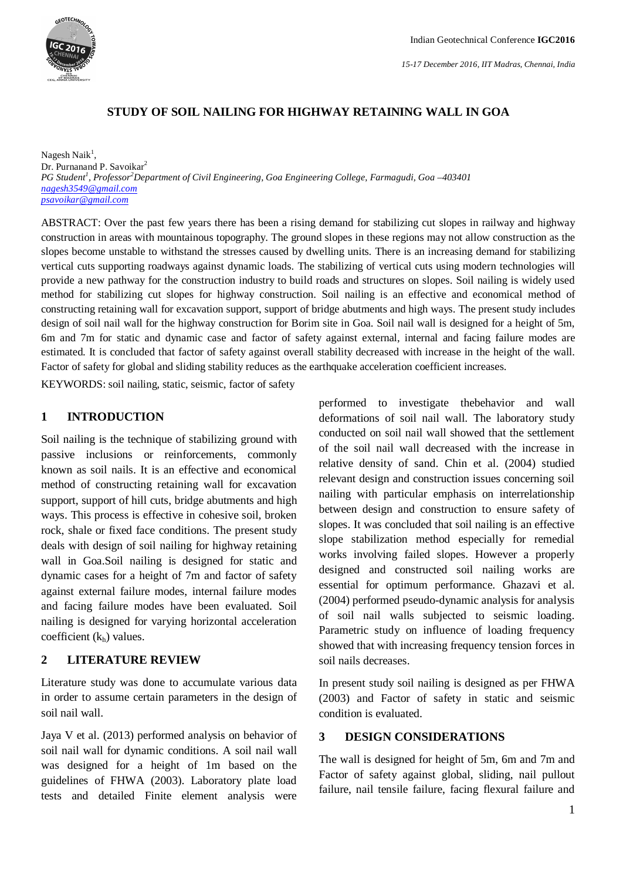# STUDY OF SOIL NAILING FOR HIGHWAY RETAINING WALL IN GOA

Nagesh Naik[1],
Dr. Purnanand P. Savoikar[2]
*PG Student[1], Professor[2] Department of Civil Engineering, Goa Engineering College, Farmagudi, Goa –403401*
*nagesh3549@gmail.com*
*psavoikar@gmail.com*

ABSTRACT: Over the past few years there has been a rising demand for stabilizing cut slopes in railway and highway construction in areas with mountainous topography. The ground slopes in these regions may not allow construction as the slopes become unstable to withstand the stresses caused by dwelling units. There is an increasing demand for stabilizing vertical cuts supporting roadways against dynamic loads. The stabilizing of vertical cuts using modern technologies will provide a new pathway for the construction industry to build roads and structures on slopes. Soil nailing is widely used method for stabilizing cut slopes for highway construction. Soil nailing is an effective and economical method of constructing retaining wall for excavation support, support of bridge abutments and high ways. The present study includes design of soil nail wall for the highway construction for Borim site in Goa. Soil nail wall is designed for a height of 5m, 6m and 7m for static and dynamic case and factor of safety against external, internal and facing failure modes are estimated. It is concluded that factor of safety against overall stability decreased with increase in the height of the wall. Factor of safety for global and sliding stability reduces as the earthquake acceleration coefficient increases.

KEYWORDS: soil nailing, static, seismic, factor of safety

## 1 INTRODUCTION

Soil nailing is the technique of stabilizing ground with passive inclusions or reinforcements, commonly known as soil nails. It is an effective and economical method of constructing retaining wall for excavation support, support of hill cuts, bridge abutments and high ways. This process is effective in cohesive soil, broken rock, shale or fixed face conditions. The present study deals with design of soil nailing for highway retaining wall in Goa.Soil nailing is designed for static and dynamic cases for a height of 7m and factor of safety against external failure modes, internal failure modes and facing failure modes have been evaluated. Soil nailing is designed for varying horizontal acceleration coefficient ($k_h$) values.

## 2 LITERATURE REVIEW

Literature study was done to accumulate various data in order to assume certain parameters in the design of soil nail wall.

Jaya V et al. (2013) performed analysis on behavior of soil nail wall for dynamic conditions. A soil nail wall was designed for a height of 1m based on the guidelines of FHWA (2003). Laboratory plate load tests and detailed Finite element analysis were performed to investigate thebehavior and wall deformations of soil nail wall. The laboratory study conducted on soil nail wall showed that the settlement of the soil nail wall decreased with the increase in relative density of sand. Chin et al. (2004) studied relevant design and construction issues concerning soil nailing with particular emphasis on interrelationship between design and construction to ensure safety of slopes. It was concluded that soil nailing is an effective slope stabilization method especially for remedial works involving failed slopes. However a properly designed and constructed soil nailing works are essential for optimum performance. Ghazavi et al. (2004) performed pseudo-dynamic analysis for analysis of soil nail walls subjected to seismic loading. Parametric study on influence of loading frequency showed that with increasing frequency tension forces in soil nails decreases.

In present study soil nailing is designed as per FHWA (2003) and Factor of safety in static and seismic condition is evaluated.

## 3 DESIGN CONSIDERATIONS

The wall is designed for height of 5m, 6m and 7m and Factor of safety against global, sliding, nail pullout failure, nail tensile failure, facing flexural failure and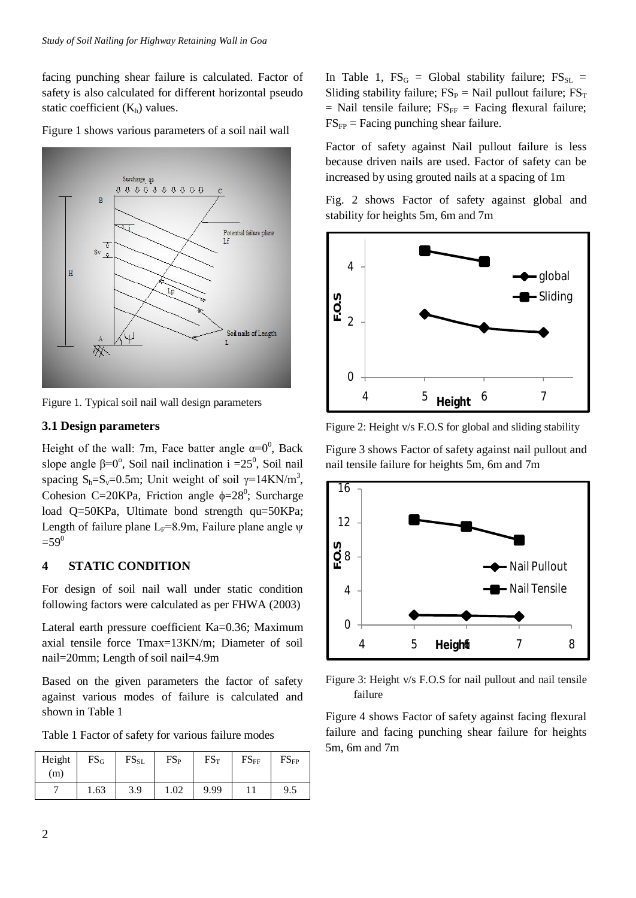facing punching shear failure is calculated. Factor of safety is also calculated for different horizontal pseudo static coefficient ($K_h$) values.

Figure 1 shows various parameters of a soil nail wall

Figure 1. Typical soil nail wall design parameters

### 3.1 Design parameters

Height of the wall: 7m, Face batter angle $\alpha=0^0$, Back slope angle $\beta=0^o$, Soil nail inclination i $=25^0$, Soil nail spacing $S_h=S_v=0.5$m; Unit weight of soil $\gamma=14KN/m^3$, Cohesion C=20KPa, Friction angle $\phi=28^0$; Surcharge load Q=50KPa, Ultimate bond strength qu=50KPa; Length of failure plane $L_F=8.9$m, Failure plane angle $\psi=59^0$

## 4 STATIC CONDITION

For design of soil nail wall under static condition following factors were calculated as per FHWA (2003)

Lateral earth pressure coefficient Ka=0.36; Maximum axial tensile force Tmax=13KN/m; Diameter of soil nail=20mm; Length of soil nail=4.9m

Based on the given parameters the factor of safety against various modes of failure is calculated and shown in Table 1

Table 1 Factor of safety for various failure modes

| Height (m) | $FS_G$ | $FS_{SL}$ | $FS_P$ | $FS_T$ | $FS_{FF}$ | $FS_{FP}$ |
|---|---|---|---|---|---|---|
| 7 | 1.63 | 3.9 | 1.02 | 9.99 | 11 | 9.5 |

In Table 1, $FS_G$ = Global stability failure; $FS_{SL}$ = Sliding stability failure; $FS_P$ = Nail pullout failure; $FS_T$ = Nail tensile failure; $FS_{FF}$ = Facing flexural failure; $FS_{FP}$ = Facing punching shear failure.

Factor of safety against Nail pullout failure is less because driven nails are used. Factor of safety can be increased by using grouted nails at a spacing of 1m

Fig. 2 shows Factor of safety against global and stability for heights 5m, 6m and 7m

Figure 2: Height v/s F.O.S for global and sliding stability

Figure 3 shows Factor of safety against nail pullout and nail tensile failure for heights 5m, 6m and 7m

Figure 3: Height v/s F.O.S for nail pullout and nail tensile failure

Figure 4 shows Factor of safety against facing flexural failure and facing punching shear failure for heights 5m, 6m and 7m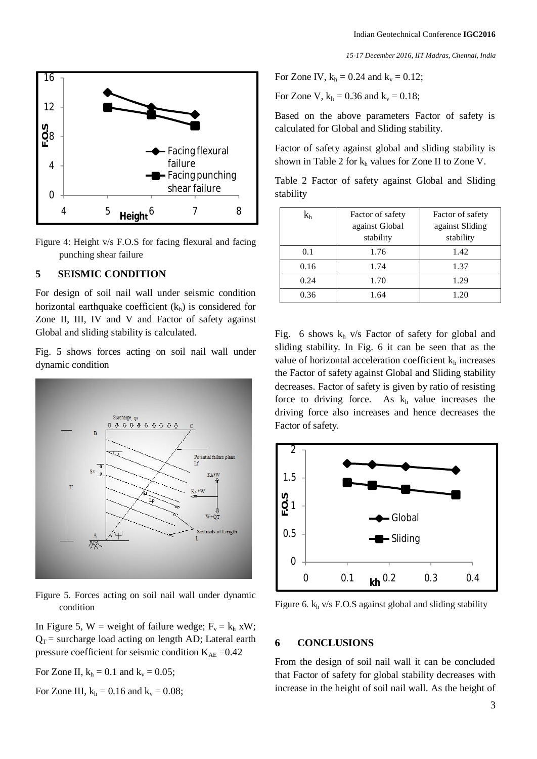Figure 4: Height v/s F.O.S for facing flexural and facing punching shear failure

## 5 SEISMIC CONDITION

For design of soil nail wall under seismic condition horizontal earthquake coefficient ($k_h$) is considered for Zone II, III, IV and V and Factor of safety against Global and sliding stability is calculated.

Fig. 5 shows forces acting on soil nail wall under dynamic condition

Figure 5. Forces acting on soil nail wall under dynamic condition

In Figure 5, W = weight of failure wedge; $F_v = k_h$ xW; $Q_T$ = surcharge load acting on length AD; Lateral earth pressure coefficient for seismic condition $K_{AE}$ =0.42

For Zone II, $k_h = 0.1$ and $k_v = 0.05$;

For Zone III, $k_h = 0.16$ and $k_v = 0.08$;

For Zone IV, $k_h = 0.24$ and $k_v = 0.12$;

For Zone V, $k_h = 0.36$ and $k_v = 0.18$;

Based on the above parameters Factor of safety is calculated for Global and Sliding stability.

Factor of safety against global and sliding stability is shown in Table 2 for $k_h$ values for Zone II to Zone V.

Table 2 Factor of safety against Global and Sliding stability

| $k_h$ | Factor of safety against Global stability | Factor of safety against Sliding stability |
|---|---|---|
| 0.1 | 1.76 | 1.42 |
| 0.16 | 1.74 | 1.37 |
| 0.24 | 1.70 | 1.29 |
| 0.36 | 1.64 | 1.20 |

Fig. 6 shows $k_h$ v/s Factor of safety for global and sliding stability. In Fig. 6 it can be seen that as the value of horizontal acceleration coefficient $k_h$ increases the Factor of safety against Global and Sliding stability decreases. Factor of safety is given by ratio of resisting force to driving force. As $k_h$ value increases the driving force also increases and hence decreases the Factor of safety.

Figure 6. $k_h$ v/s F.O.S against global and sliding stability

## 6 CONCLUSIONS

From the design of soil nail wall it can be concluded that Factor of safety for global stability decreases with increase in the height of soil nail wall. As the height of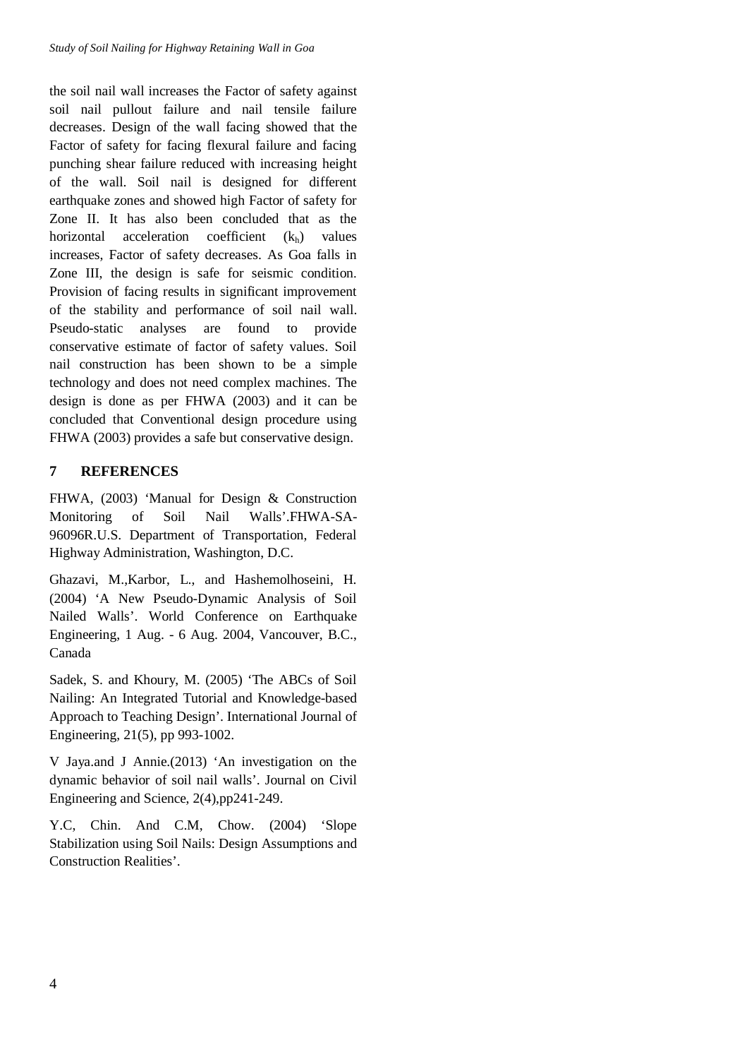the soil nail wall increases the Factor of safety against soil nail pullout failure and nail tensile failure decreases. Design of the wall facing showed that the Factor of safety for facing flexural failure and facing punching shear failure reduced with increasing height of the wall. Soil nail is designed for different earthquake zones and showed high Factor of safety for Zone II. It has also been concluded that as the horizontal acceleration coefficient ($k_h$) values increases, Factor of safety decreases. As Goa falls in Zone III, the design is safe for seismic condition. Provision of facing results in significant improvement of the stability and performance of soil nail wall. Pseudo-static analyses are found to provide conservative estimate of factor of safety values. Soil nail construction has been shown to be a simple technology and does not need complex machines. The design is done as per FHWA (2003) and it can be concluded that Conventional design procedure using FHWA (2003) provides a safe but conservative design.

## 7 REFERENCES

FHWA, (2003) 'Manual for Design & Construction Monitoring of Soil Nail Walls'.FHWA-SA-96096R.U.S. Department of Transportation, Federal Highway Administration, Washington, D.C.

Ghazavi, M.,Karbor, L., and Hashemolhoseini, H. (2004) 'A New Pseudo-Dynamic Analysis of Soil Nailed Walls'. World Conference on Earthquake Engineering, 1 Aug. - 6 Aug. 2004, Vancouver, B.C., Canada

Sadek, S. and Khoury, M. (2005) 'The ABCs of Soil Nailing: An Integrated Tutorial and Knowledge-based Approach to Teaching Design'. International Journal of Engineering, 21(5), pp 993-1002.

V Jaya.and J Annie.(2013) 'An investigation on the dynamic behavior of soil nail walls'. Journal on Civil Engineering and Science, 2(4),pp241-249.

Y.C, Chin. And C.M, Chow. (2004) 'Slope Stabilization using Soil Nails: Design Assumptions and Construction Realities'.